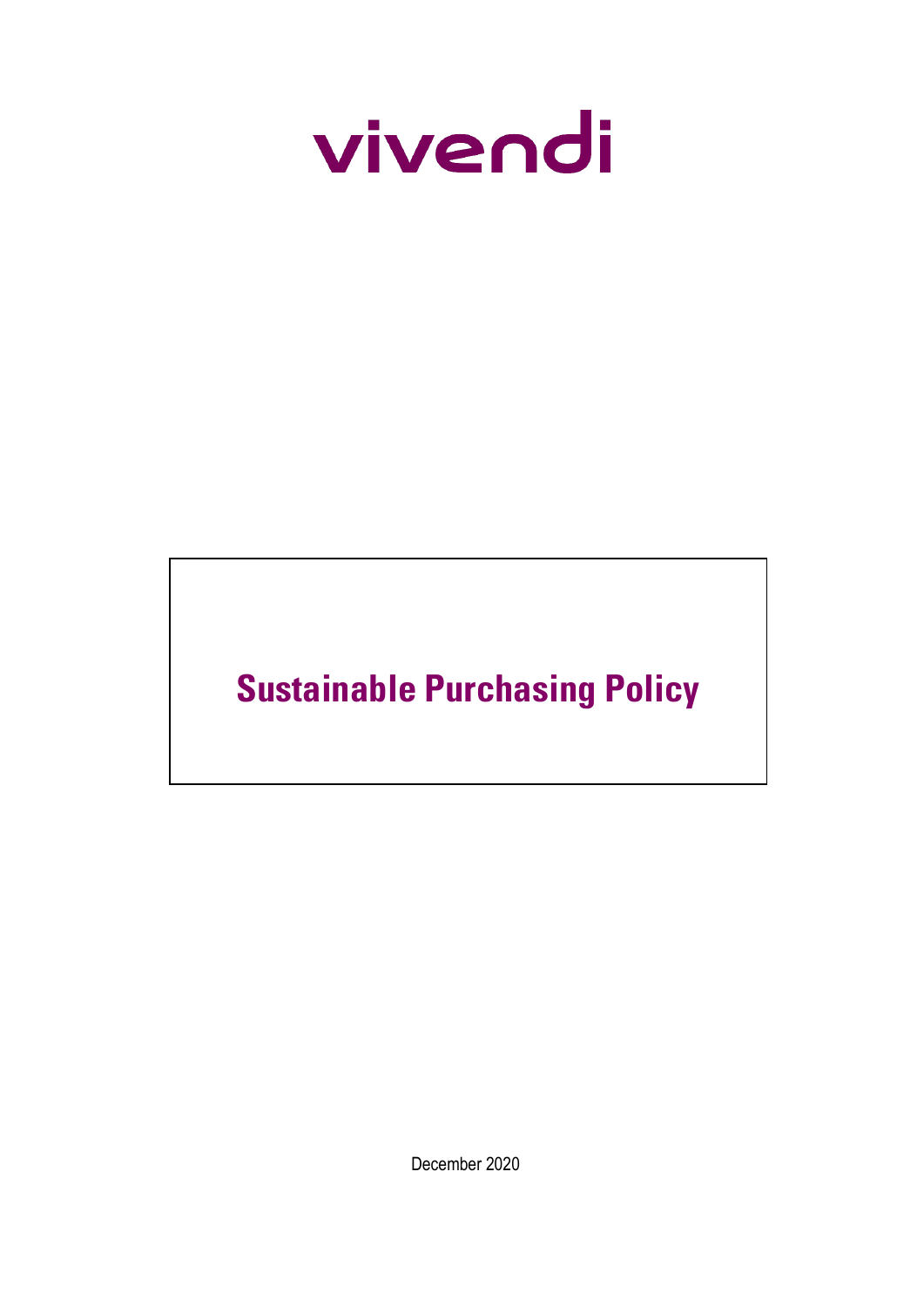vivendi

# Sustainable Purchasing Policy

December 2020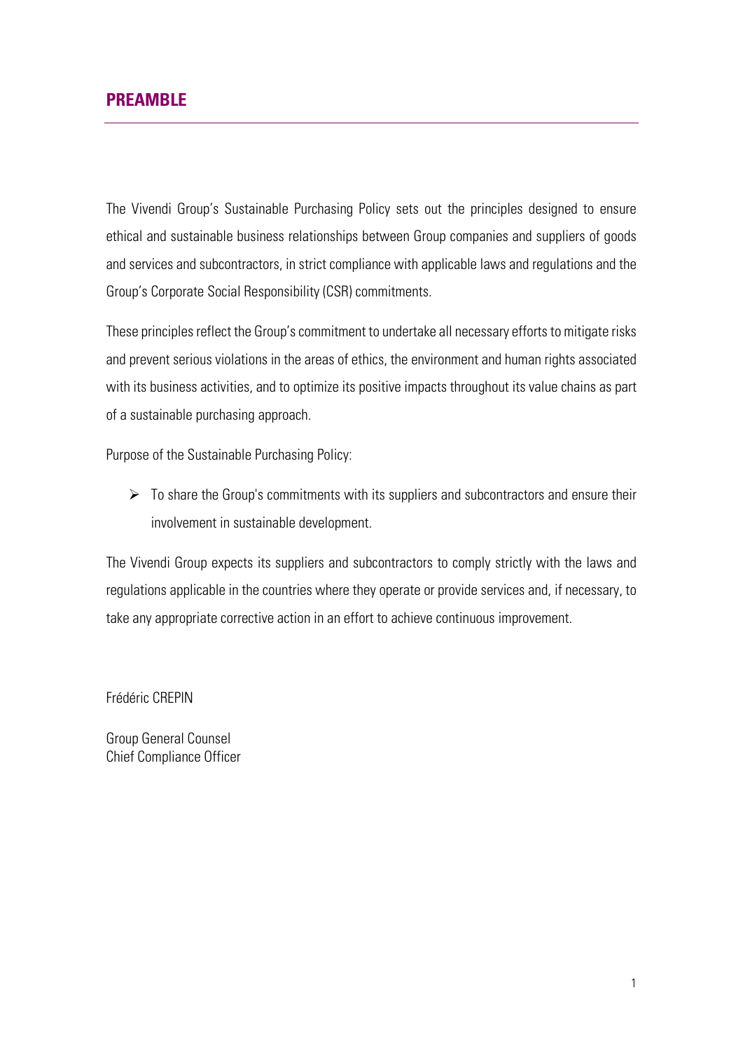## PREAMBLE

The Vivendi Group's Sustainable Purchasing Policy sets out the principles designed to ensure ethical and sustainable business relationships between Group companies and suppliers of goods and services and subcontractors, in strict compliance with applicable laws and regulations and the Group's Corporate Social Responsibility (CSR) commitments.

These principles reflect the Group's commitment to undertake all necessary efforts to mitigate risks and prevent serious violations in the areas of ethics, the environment and human rights associated with its business activities, and to optimize its positive impacts throughout its value chains as part of a sustainable purchasing approach.

Purpose of the Sustainable Purchasing Policy:

- To share the Group's commitments with its suppliers and subcontractors and ensure their involvement in sustainable development.

The Vivendi Group expects its suppliers and subcontractors to comply strictly with the laws and regulations applicable in the countries where they operate or provide services and, if necessary, to take any appropriate corrective action in an effort to achieve continuous improvement.

Frédéric CREPIN

Group General Counsel
Chief Compliance Officer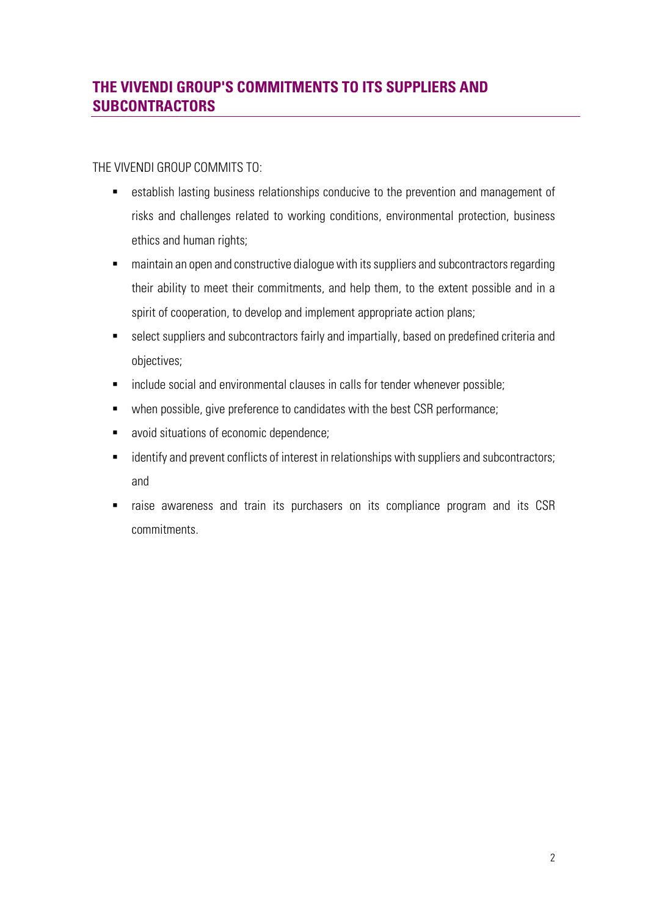## THE VIVENDI GROUP'S COMMITMENTS TO ITS SUPPLIERS AND SUBCONTRACTORS

THE VIVENDI GROUP COMMITS TO:

- establish lasting business relationships conducive to the prevention and management of risks and challenges related to working conditions, environmental protection, business ethics and human rights;
- maintain an open and constructive dialogue with its suppliers and subcontractors regarding their ability to meet their commitments, and help them, to the extent possible and in a spirit of cooperation, to develop and implement appropriate action plans;
- select suppliers and subcontractors fairly and impartially, based on predefined criteria and objectives;
- include social and environmental clauses in calls for tender whenever possible;
- when possible, give preference to candidates with the best CSR performance;
- avoid situations of economic dependence;
- identify and prevent conflicts of interest in relationships with suppliers and subcontractors; and
- raise awareness and train its purchasers on its compliance program and its CSR commitments.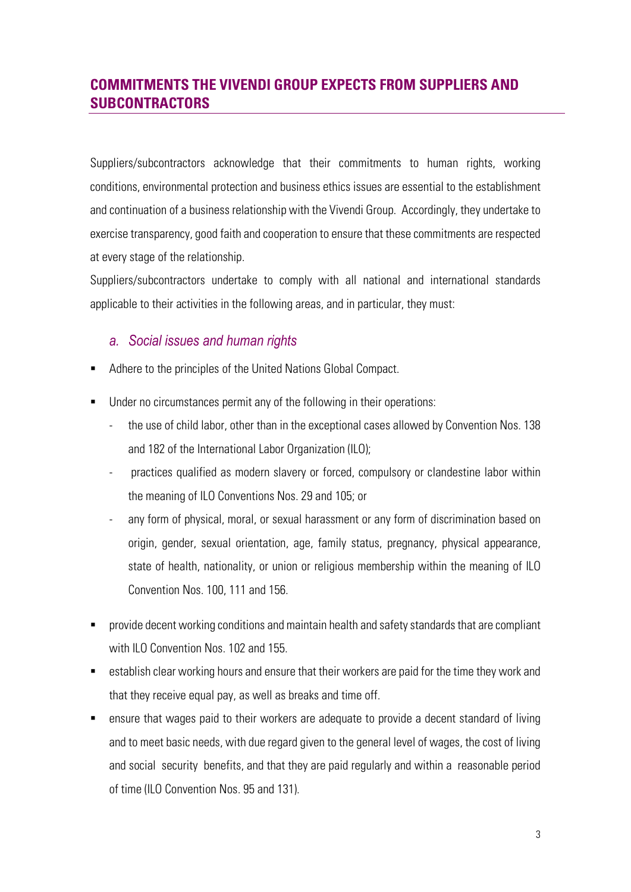## COMMITMENTS THE VIVENDI GROUP EXPECTS FROM SUPPLIERS AND SUBCONTRACTORS

Suppliers/subcontractors acknowledge that their commitments to human rights, working conditions, environmental protection and business ethics issues are essential to the establishment and continuation of a business relationship with the Vivendi Group. Accordingly, they undertake to exercise transparency, good faith and cooperation to ensure that these commitments are respected at every stage of the relationship.

Suppliers/subcontractors undertake to comply with all national and international standards applicable to their activities in the following areas, and in particular, they must:

### *a. Social issues and human rights*

- Adhere to the principles of the United Nations Global Compact.
- Under no circumstances permit any of the following in their operations:
  - the use of child labor, other than in the exceptional cases allowed by Convention Nos. 138 and 182 of the International Labor Organization (ILO);
  - practices qualified as modern slavery or forced, compulsory or clandestine labor within the meaning of ILO Conventions Nos. 29 and 105; or
  - any form of physical, moral, or sexual harassment or any form of discrimination based on origin, gender, sexual orientation, age, family status, pregnancy, physical appearance, state of health, nationality, or union or religious membership within the meaning of ILO Convention Nos. 100, 111 and 156.
- provide decent working conditions and maintain health and safety standards that are compliant with ILO Convention Nos. 102 and 155.
- establish clear working hours and ensure that their workers are paid for the time they work and that they receive equal pay, as well as breaks and time off.
- ensure that wages paid to their workers are adequate to provide a decent standard of living and to meet basic needs, with due regard given to the general level of wages, the cost of living and social security benefits, and that they are paid regularly and within a reasonable period of time (ILO Convention Nos. 95 and 131).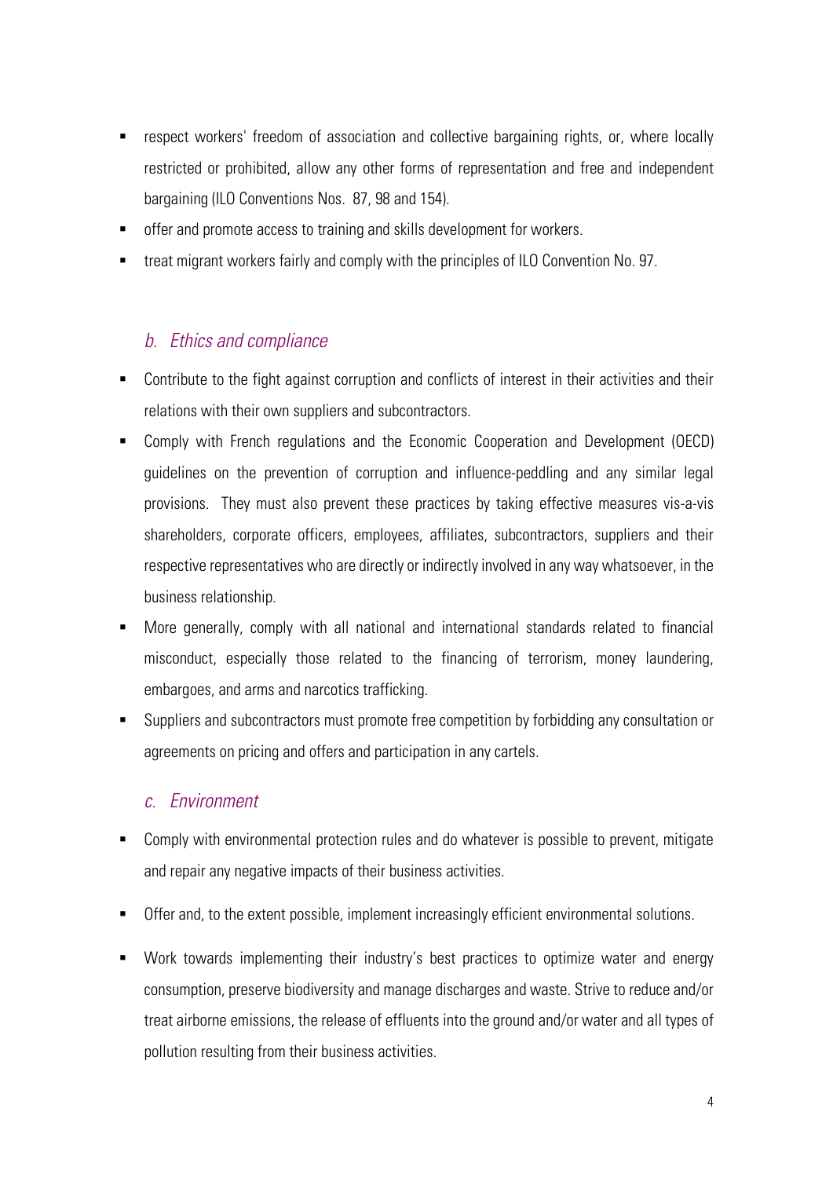- respect workers' freedom of association and collective bargaining rights, or, where locally restricted or prohibited, allow any other forms of representation and free and independent bargaining (ILO Conventions Nos. 87, 98 and 154).
- offer and promote access to training and skills development for workers.
- treat migrant workers fairly and comply with the principles of ILO Convention No. 97.

### *b. Ethics and compliance*

- Contribute to the fight against corruption and conflicts of interest in their activities and their relations with their own suppliers and subcontractors.
- Comply with French regulations and the Economic Cooperation and Development (OECD) guidelines on the prevention of corruption and influence-peddling and any similar legal provisions. They must also prevent these practices by taking effective measures vis-a-vis shareholders, corporate officers, employees, affiliates, subcontractors, suppliers and their respective representatives who are directly or indirectly involved in any way whatsoever, in the business relationship.
- More generally, comply with all national and international standards related to financial misconduct, especially those related to the financing of terrorism, money laundering, embargoes, and arms and narcotics trafficking.
- Suppliers and subcontractors must promote free competition by forbidding any consultation or agreements on pricing and offers and participation in any cartels.

### *c. Environment*

- Comply with environmental protection rules and do whatever is possible to prevent, mitigate and repair any negative impacts of their business activities.
- Offer and, to the extent possible, implement increasingly efficient environmental solutions.
- Work towards implementing their industry's best practices to optimize water and energy consumption, preserve biodiversity and manage discharges and waste. Strive to reduce and/or treat airborne emissions, the release of effluents into the ground and/or water and all types of pollution resulting from their business activities.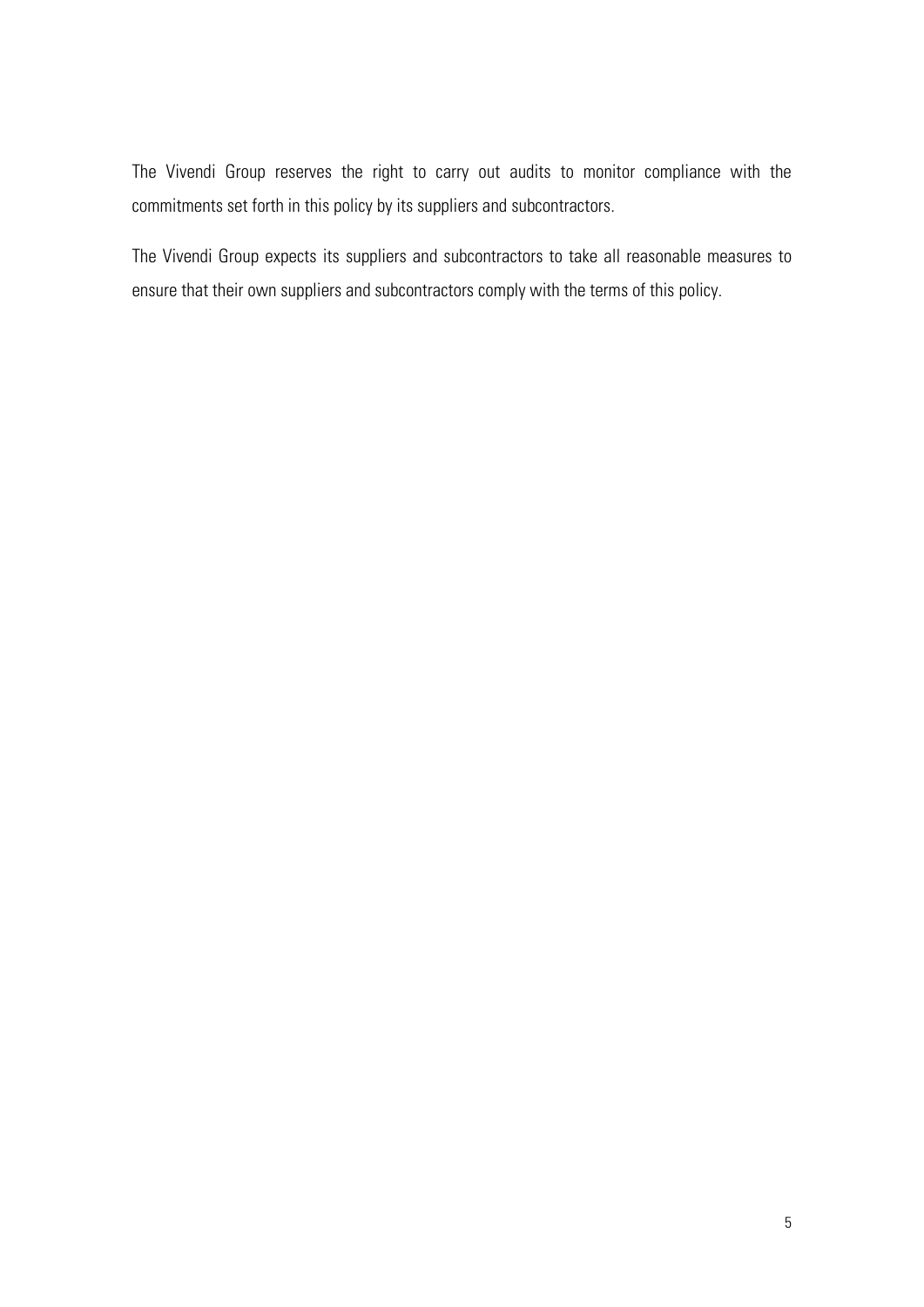The Vivendi Group reserves the right to carry out audits to monitor compliance with the commitments set forth in this policy by its suppliers and subcontractors.

The Vivendi Group expects its suppliers and subcontractors to take all reasonable measures to ensure that their own suppliers and subcontractors comply with the terms of this policy.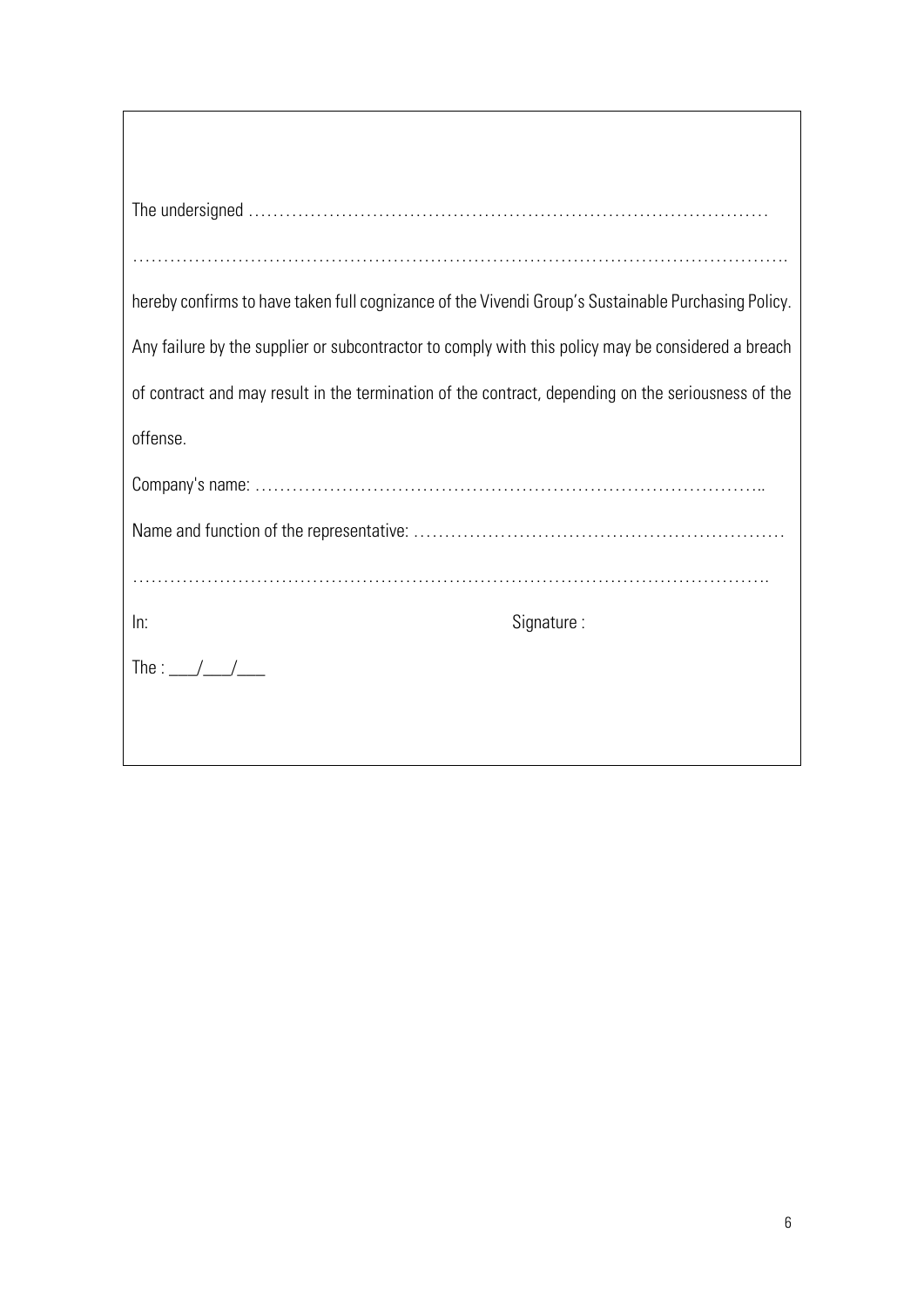The undersigned ………………………………………………………………………………

……………………………………………………………………………………………………

hereby confirms to have taken full cognizance of the Vivendi Group's Sustainable Purchasing Policy. Any failure by the supplier or subcontractor to comply with this policy may be considered a breach of contract and may result in the termination of the contract, depending on the seriousness of the offense.

Company's name: ……………………………………………………………………………..

Name and function of the representative: ………………………………………………………

……………………………………………………………………………………………………

In: Signature :

The : ___/___/___